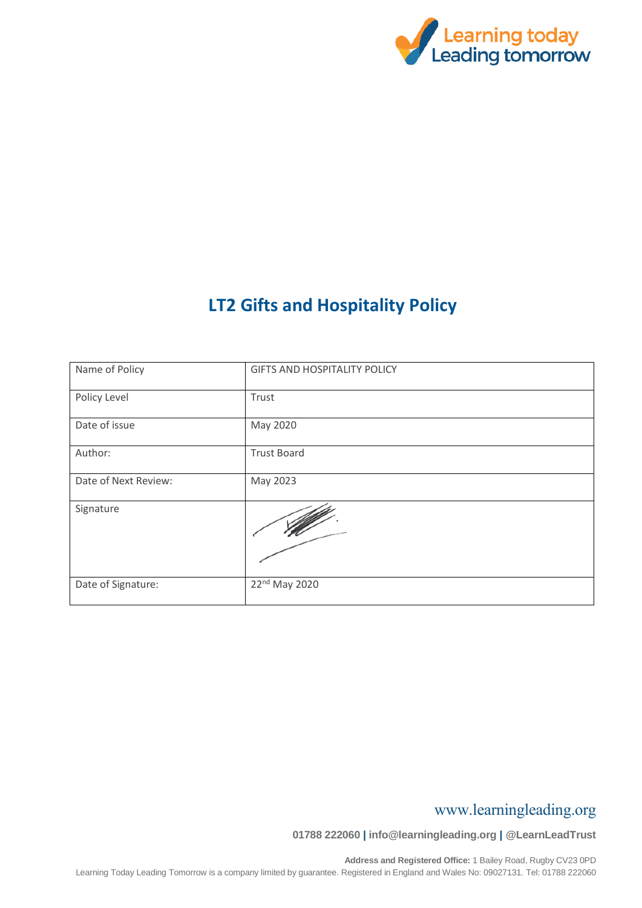# LT2 Gifts and Hospitality Policy

| Name of Policy | GIFTS AND HOSPITALITY POLICY |
|---|---|
| Policy Level | Trust |
| Date of issue | May 2020 |
| Author: | Trust Board |
| Date of Next Review: | May 2023 |
| Signature | |
| Date of Signature: | 22nd May 2020 |

www.learningleading.org

**01788 222060 | info@learningleading.org | @LearnLeadTrust**

**Address and Registered Office:** 1 Bailey Road, Rugby CV23 0PD

Learning Today Leading Tomorrow is a company limited by guarantee. Registered in England and Wales No: 09027131. Tel: 01788 222060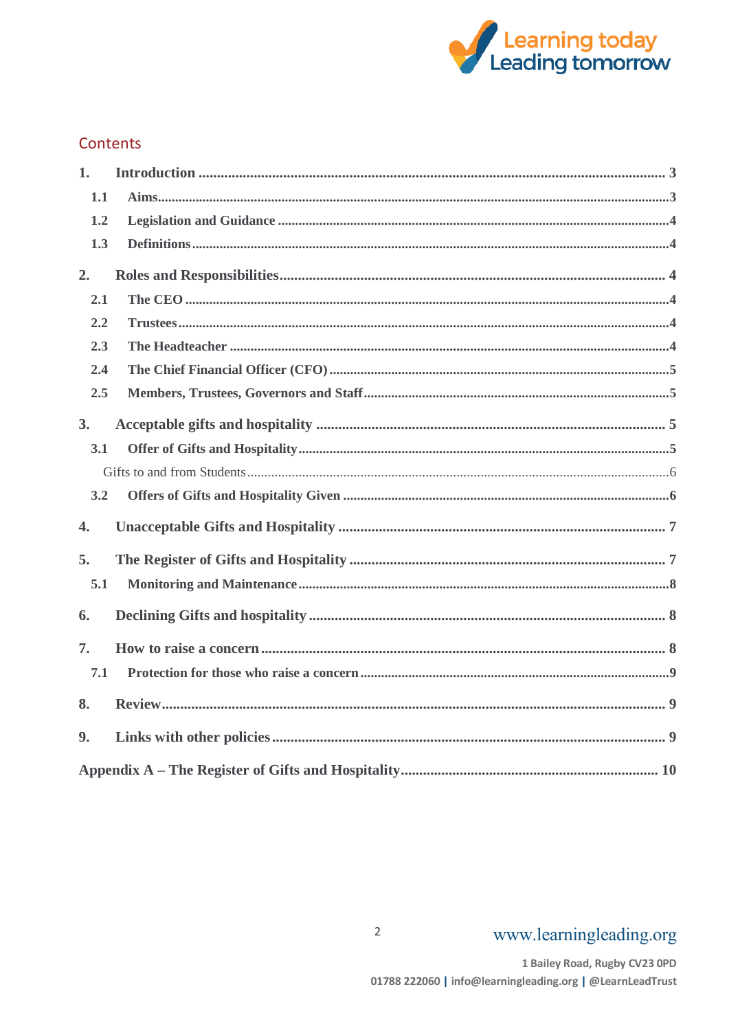## Contents

**1. Introduction** ... 3
- **1.1 Aims** ... 3
- **1.2 Legislation and Guidance** ... 4
- **1.3 Definitions** ... 4

**2. Roles and Responsibilities** ... 4
- **2.1 The CEO** ... 4
- **2.2 Trustees** ... 4
- **2.3 The Headteacher** ... 4
- **2.4 The Chief Financial Officer (CFO)** ... 5
- **2.5 Members, Trustees, Governors and Staff** ... 5

**3. Acceptable gifts and hospitality** ... 5
- **3.1 Offer of Gifts and Hospitality** ... 5
  - Gifts to and from Students ... 6
- **3.2 Offers of Gifts and Hospitality Given** ... 6

**4. Unacceptable Gifts and Hospitality** ... 7

**5. The Register of Gifts and Hospitality** ... 7
- **5.1 Monitoring and Maintenance** ... 8

**6. Declining Gifts and hospitality** ... 8

**7. How to raise a concern** ... 8
- **7.1 Protection for those who raise a concern** ... 9

**8. Review** ... 9

**9. Links with other policies** ... 9

**Appendix A – The Register of Gifts and Hospitality** ... 10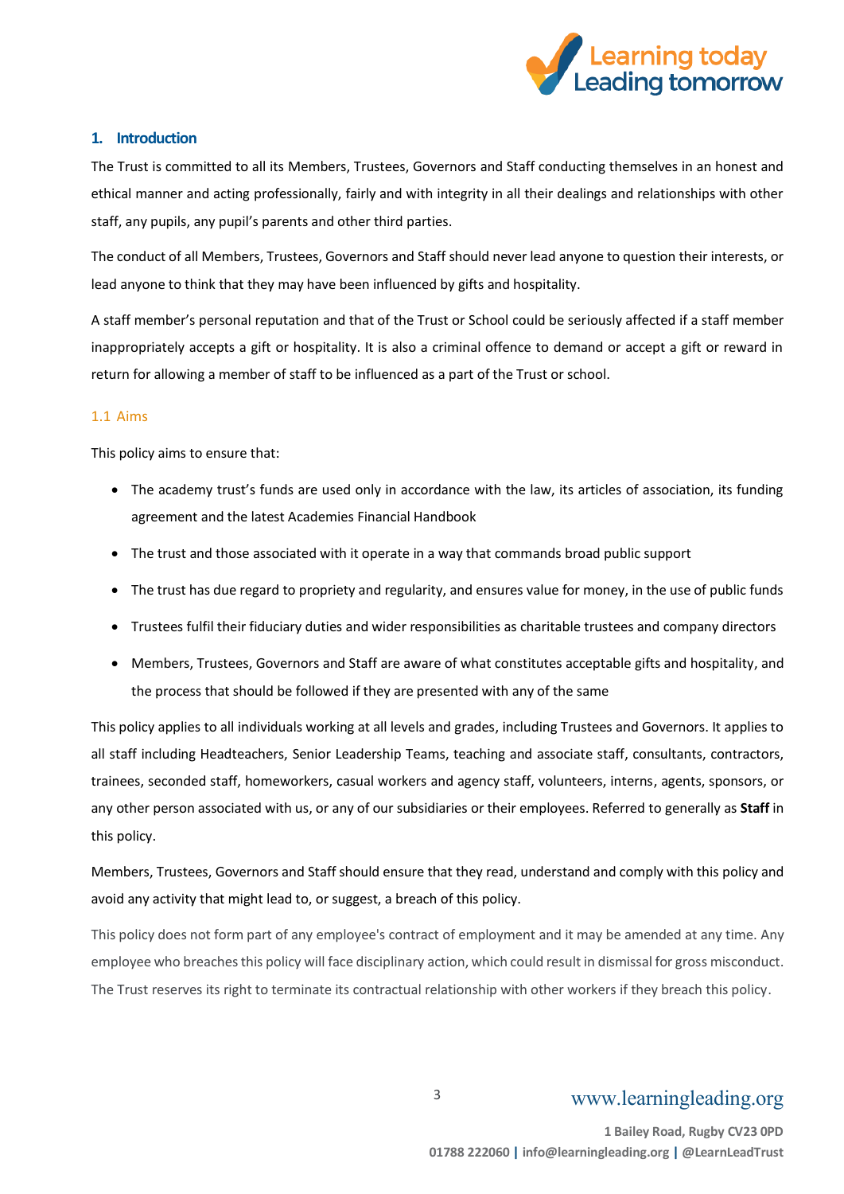## 1. Introduction

The Trust is committed to all its Members, Trustees, Governors and Staff conducting themselves in an honest and ethical manner and acting professionally, fairly and with integrity in all their dealings and relationships with other staff, any pupils, any pupil's parents and other third parties.

The conduct of all Members, Trustees, Governors and Staff should never lead anyone to question their interests, or lead anyone to think that they may have been influenced by gifts and hospitality.

A staff member's personal reputation and that of the Trust or School could be seriously affected if a staff member inappropriately accepts a gift or hospitality. It is also a criminal offence to demand or accept a gift or reward in return for allowing a member of staff to be influenced as a part of the Trust or school.

### 1.1 Aims

This policy aims to ensure that:

- The academy trust's funds are used only in accordance with the law, its articles of association, its funding agreement and the latest Academies Financial Handbook
- The trust and those associated with it operate in a way that commands broad public support
- The trust has due regard to propriety and regularity, and ensures value for money, in the use of public funds
- Trustees fulfil their fiduciary duties and wider responsibilities as charitable trustees and company directors
- Members, Trustees, Governors and Staff are aware of what constitutes acceptable gifts and hospitality, and the process that should be followed if they are presented with any of the same

This policy applies to all individuals working at all levels and grades, including Trustees and Governors. It applies to all staff including Headteachers, Senior Leadership Teams, teaching and associate staff, consultants, contractors, trainees, seconded staff, homeworkers, casual workers and agency staff, volunteers, interns, agents, sponsors, or any other person associated with us, or any of our subsidiaries or their employees. Referred to generally as **Staff** in this policy.

Members, Trustees, Governors and Staff should ensure that they read, understand and comply with this policy and avoid any activity that might lead to, or suggest, a breach of this policy.

This policy does not form part of any employee's contract of employment and it may be amended at any time. Any employee who breaches this policy will face disciplinary action, which could result in dismissal for gross misconduct. The Trust reserves its right to terminate its contractual relationship with other workers if they breach this policy.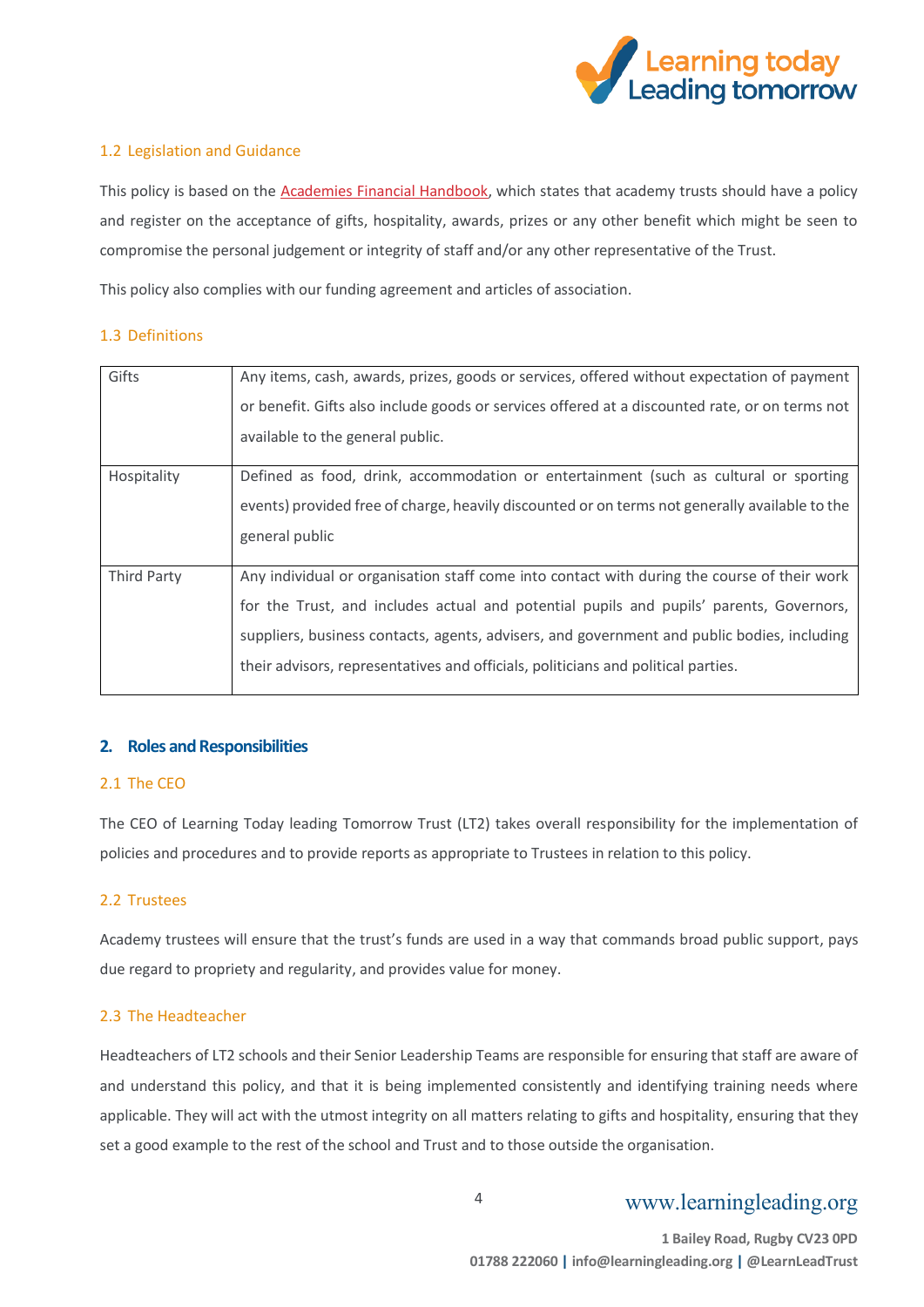### 1.2 Legislation and Guidance

This policy is based on the [Academies Financial Handbook](), which states that academy trusts should have a policy and register on the acceptance of gifts, hospitality, awards, prizes or any other benefit which might be seen to compromise the personal judgement or integrity of staff and/or any other representative of the Trust.

This policy also complies with our funding agreement and articles of association.

### 1.3 Definitions

| | |
|---|---|
| Gifts | Any items, cash, awards, prizes, goods or services, offered without expectation of payment or benefit. Gifts also include goods or services offered at a discounted rate, or on terms not available to the general public. |
| Hospitality | Defined as food, drink, accommodation or entertainment (such as cultural or sporting events) provided free of charge, heavily discounted or on terms not generally available to the general public |
| Third Party | Any individual or organisation staff come into contact with during the course of their work for the Trust, and includes actual and potential pupils and pupils' parents, Governors, suppliers, business contacts, agents, advisers, and government and public bodies, including their advisors, representatives and officials, politicians and political parties. |

## 2. Roles and Responsibilities

### 2.1 The CEO

The CEO of Learning Today leading Tomorrow Trust (LT2) takes overall responsibility for the implementation of policies and procedures and to provide reports as appropriate to Trustees in relation to this policy.

### 2.2 Trustees

Academy trustees will ensure that the trust's funds are used in a way that commands broad public support, pays due regard to propriety and regularity, and provides value for money.

### 2.3 The Headteacher

Headteachers of LT2 schools and their Senior Leadership Teams are responsible for ensuring that staff are aware of and understand this policy, and that it is being implemented consistently and identifying training needs where applicable. They will act with the utmost integrity on all matters relating to gifts and hospitality, ensuring that they set a good example to the rest of the school and Trust and to those outside the organisation.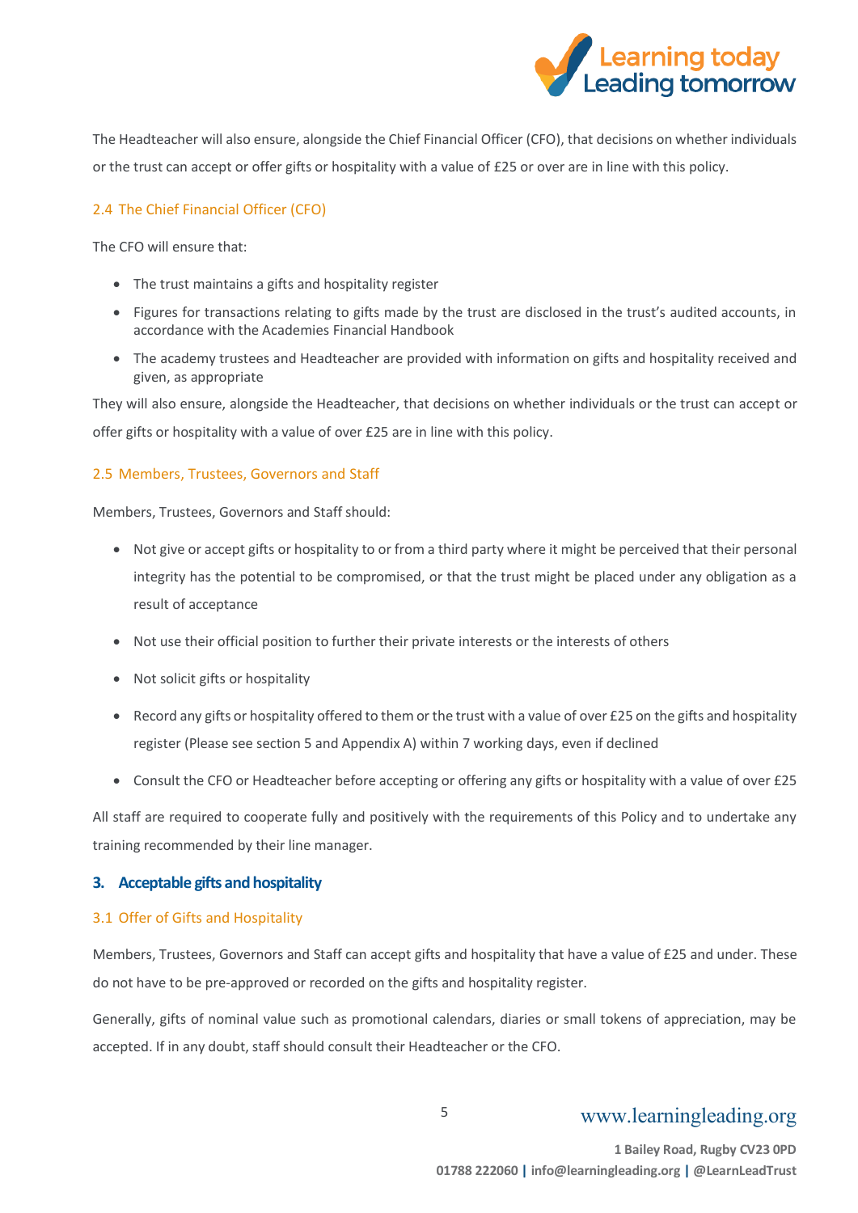The Headteacher will also ensure, alongside the Chief Financial Officer (CFO), that decisions on whether individuals or the trust can accept or offer gifts or hospitality with a value of £25 or over are in line with this policy.

### 2.4 The Chief Financial Officer (CFO)

The CFO will ensure that:

- The trust maintains a gifts and hospitality register
- Figures for transactions relating to gifts made by the trust are disclosed in the trust's audited accounts, in accordance with the Academies Financial Handbook
- The academy trustees and Headteacher are provided with information on gifts and hospitality received and given, as appropriate

They will also ensure, alongside the Headteacher, that decisions on whether individuals or the trust can accept or offer gifts or hospitality with a value of over £25 are in line with this policy.

### 2.5 Members, Trustees, Governors and Staff

Members, Trustees, Governors and Staff should:

- Not give or accept gifts or hospitality to or from a third party where it might be perceived that their personal integrity has the potential to be compromised, or that the trust might be placed under any obligation as a result of acceptance
- Not use their official position to further their private interests or the interests of others
- Not solicit gifts or hospitality
- Record any gifts or hospitality offered to them or the trust with a value of over £25 on the gifts and hospitality register (Please see section 5 and Appendix A) within 7 working days, even if declined
- Consult the CFO or Headteacher before accepting or offering any gifts or hospitality with a value of over £25

All staff are required to cooperate fully and positively with the requirements of this Policy and to undertake any training recommended by their line manager.

## 3. Acceptable gifts and hospitality

### 3.1 Offer of Gifts and Hospitality

Members, Trustees, Governors and Staff can accept gifts and hospitality that have a value of £25 and under. These do not have to be pre-approved or recorded on the gifts and hospitality register.

Generally, gifts of nominal value such as promotional calendars, diaries or small tokens of appreciation, may be accepted. If in any doubt, staff should consult their Headteacher or the CFO.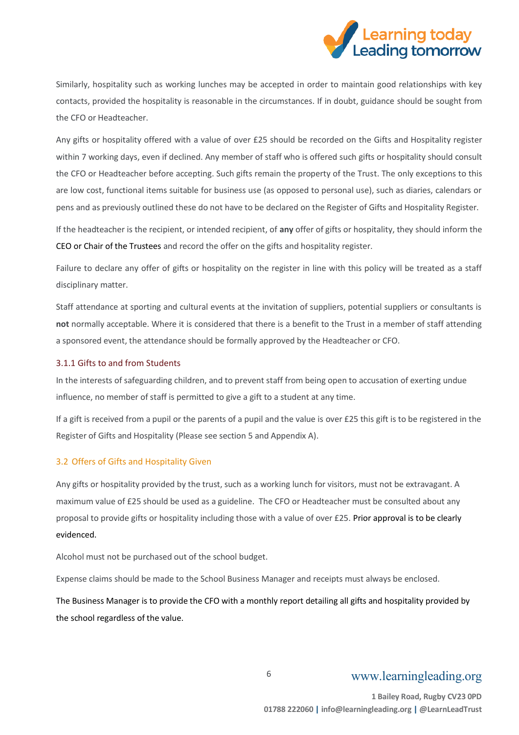Similarly, hospitality such as working lunches may be accepted in order to maintain good relationships with key contacts, provided the hospitality is reasonable in the circumstances. If in doubt, guidance should be sought from the CFO or Headteacher.

Any gifts or hospitality offered with a value of over £25 should be recorded on the Gifts and Hospitality register within 7 working days, even if declined. Any member of staff who is offered such gifts or hospitality should consult the CFO or Headteacher before accepting. Such gifts remain the property of the Trust. The only exceptions to this are low cost, functional items suitable for business use (as opposed to personal use), such as diaries, calendars or pens and as previously outlined these do not have to be declared on the Register of Gifts and Hospitality Register.

If the headteacher is the recipient, or intended recipient, of **any** offer of gifts or hospitality, they should inform the CEO or Chair of the Trustees and record the offer on the gifts and hospitality register.

Failure to declare any offer of gifts or hospitality on the register in line with this policy will be treated as a staff disciplinary matter.

Staff attendance at sporting and cultural events at the invitation of suppliers, potential suppliers or consultants is **not** normally acceptable. Where it is considered that there is a benefit to the Trust in a member of staff attending a sponsored event, the attendance should be formally approved by the Headteacher or CFO.

#### 3.1.1 Gifts to and from Students

In the interests of safeguarding children, and to prevent staff from being open to accusation of exerting undue influence, no member of staff is permitted to give a gift to a student at any time.

If a gift is received from a pupil or the parents of a pupil and the value is over £25 this gift is to be registered in the Register of Gifts and Hospitality (Please see section 5 and Appendix A).

### 3.2 Offers of Gifts and Hospitality Given

Any gifts or hospitality provided by the trust, such as a working lunch for visitors, must not be extravagant. A maximum value of £25 should be used as a guideline. The CFO or Headteacher must be consulted about any proposal to provide gifts or hospitality including those with a value of over £25. Prior approval is to be clearly evidenced.

Alcohol must not be purchased out of the school budget.

Expense claims should be made to the School Business Manager and receipts must always be enclosed.

The Business Manager is to provide the CFO with a monthly report detailing all gifts and hospitality provided by the school regardless of the value.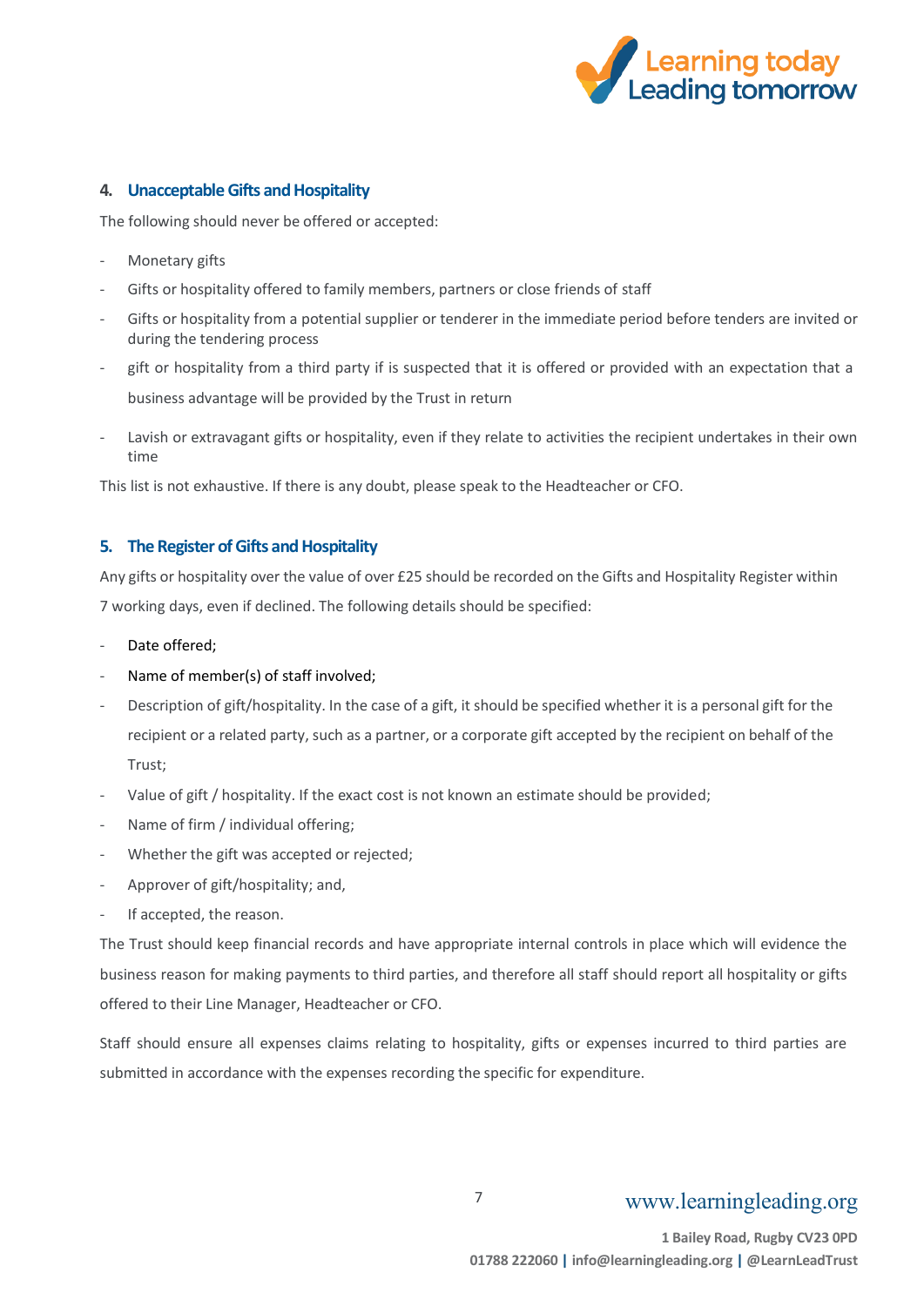## 4. Unacceptable Gifts and Hospitality

The following should never be offered or accepted:

- Monetary gifts
- Gifts or hospitality offered to family members, partners or close friends of staff
- Gifts or hospitality from a potential supplier or tenderer in the immediate period before tenders are invited or during the tendering process
- gift or hospitality from a third party if is suspected that it is offered or provided with an expectation that a business advantage will be provided by the Trust in return
- Lavish or extravagant gifts or hospitality, even if they relate to activities the recipient undertakes in their own time

This list is not exhaustive. If there is any doubt, please speak to the Headteacher or CFO.

## 5. The Register of Gifts and Hospitality

Any gifts or hospitality over the value of over £25 should be recorded on the Gifts and Hospitality Register within 7 working days, even if declined. The following details should be specified:

- Date offered;
- Name of member(s) of staff involved;
- Description of gift/hospitality. In the case of a gift, it should be specified whether it is a personal gift for the recipient or a related party, such as a partner, or a corporate gift accepted by the recipient on behalf of the Trust;
- Value of gift / hospitality. If the exact cost is not known an estimate should be provided;
- Name of firm / individual offering;
- Whether the gift was accepted or rejected;
- Approver of gift/hospitality; and,
- If accepted, the reason.

The Trust should keep financial records and have appropriate internal controls in place which will evidence the business reason for making payments to third parties, and therefore all staff should report all hospitality or gifts offered to their Line Manager, Headteacher or CFO.

Staff should ensure all expenses claims relating to hospitality, gifts or expenses incurred to third parties are submitted in accordance with the expenses recording the specific for expenditure.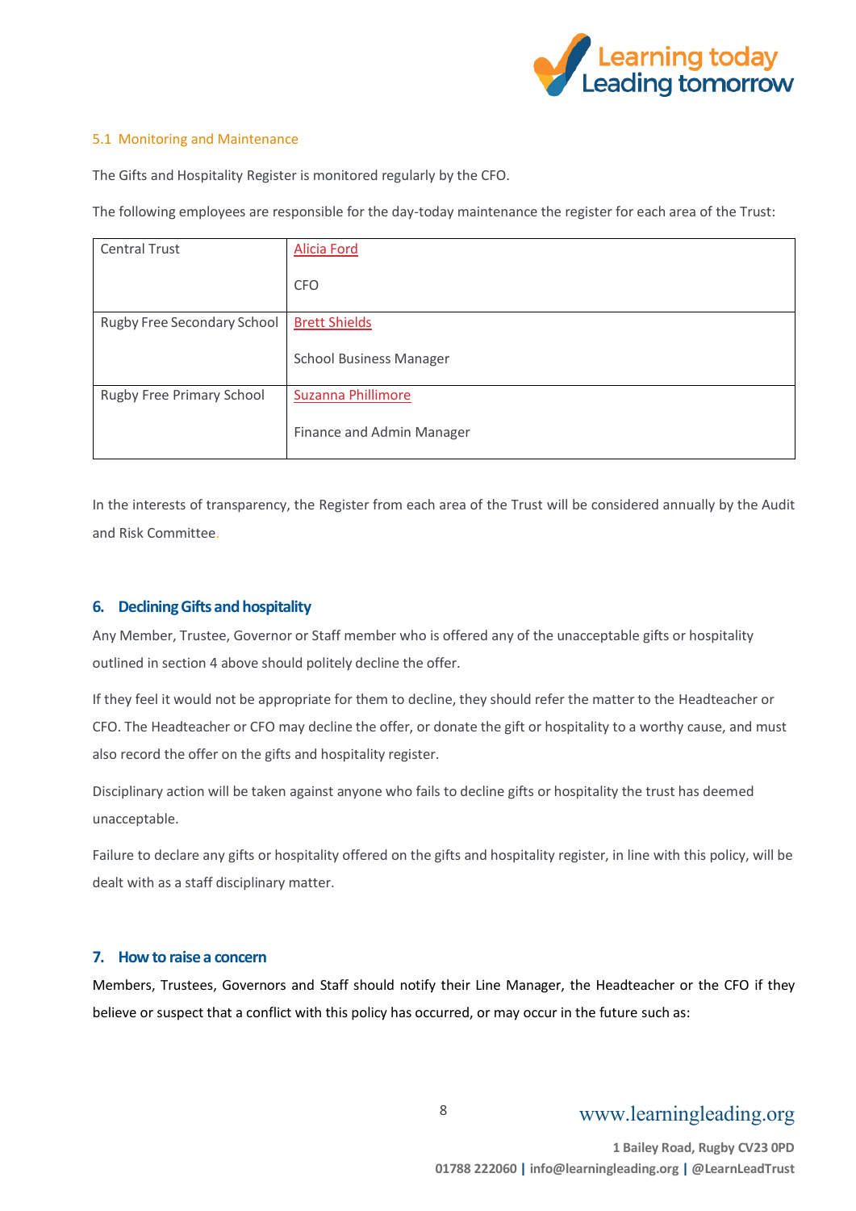### 5.1 Monitoring and Maintenance

The Gifts and Hospitality Register is monitored regularly by the CFO.

The following employees are responsible for the day-today maintenance the register for each area of the Trust:

| | |
|---|---|
| Central Trust | Alicia Ford<br><br>CFO |
| Rugby Free Secondary School | Brett Shields<br><br>School Business Manager |
| Rugby Free Primary School | Suzanna Phillimore<br><br>Finance and Admin Manager |

In the interests of transparency, the Register from each area of the Trust will be considered annually by the Audit and Risk Committee.

## 6. Declining Gifts and hospitality

Any Member, Trustee, Governor or Staff member who is offered any of the unacceptable gifts or hospitality outlined in section 4 above should politely decline the offer.

If they feel it would not be appropriate for them to decline, they should refer the matter to the Headteacher or CFO. The Headteacher or CFO may decline the offer, or donate the gift or hospitality to a worthy cause, and must also record the offer on the gifts and hospitality register.

Disciplinary action will be taken against anyone who fails to decline gifts or hospitality the trust has deemed unacceptable.

Failure to declare any gifts or hospitality offered on the gifts and hospitality register, in line with this policy, will be dealt with as a staff disciplinary matter.

## 7. How to raise a concern

Members, Trustees, Governors and Staff should notify their Line Manager, the Headteacher or the CFO if they believe or suspect that a conflict with this policy has occurred, or may occur in the future such as: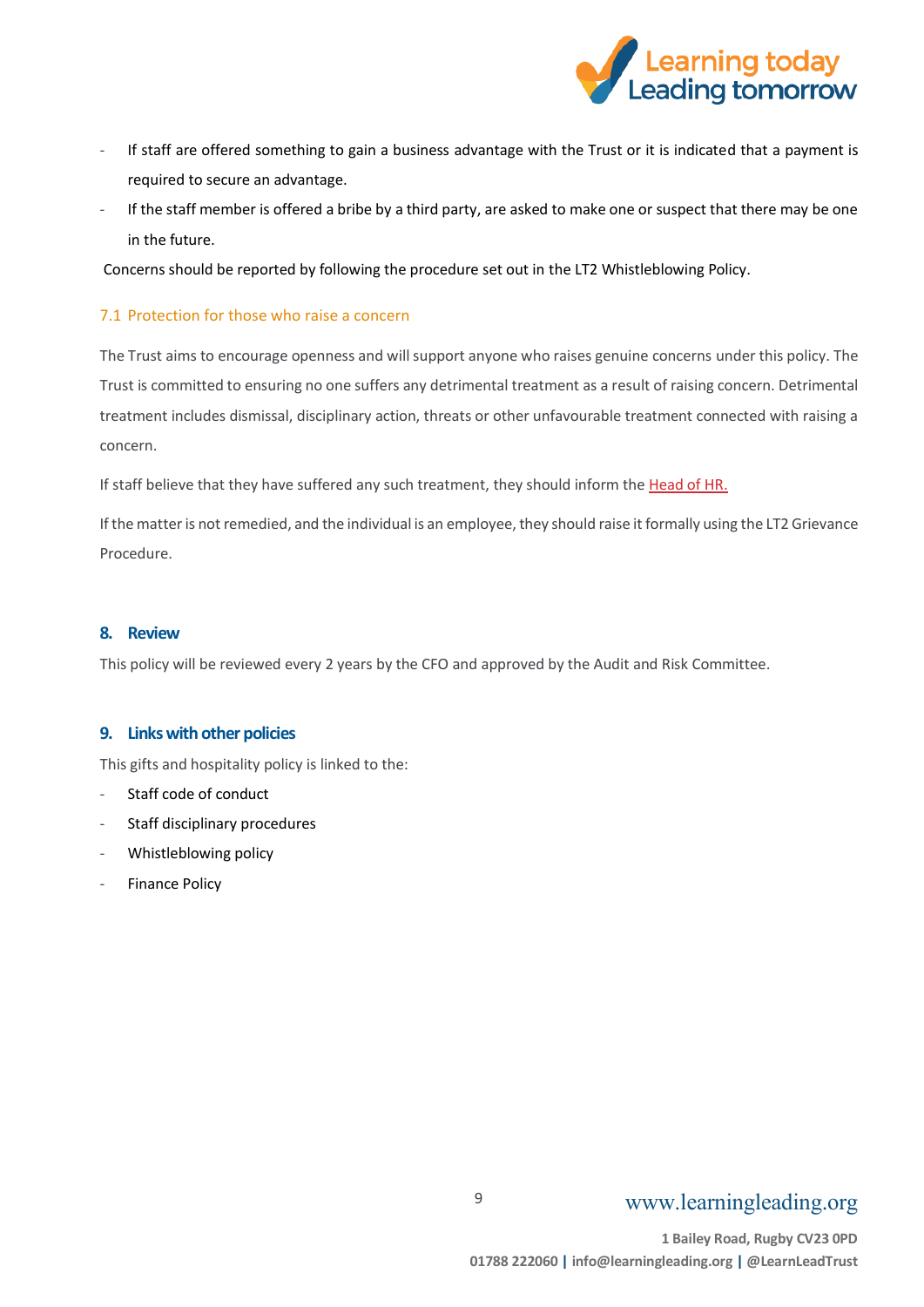- If staff are offered something to gain a business advantage with the Trust or it is indicated that a payment is required to secure an advantage.
- If the staff member is offered a bribe by a third party, are asked to make one or suspect that there may be one in the future.

Concerns should be reported by following the procedure set out in the LT2 Whistleblowing Policy.

### 7.1 Protection for those who raise a concern

The Trust aims to encourage openness and will support anyone who raises genuine concerns under this policy. The Trust is committed to ensuring no one suffers any detrimental treatment as a result of raising concern. Detrimental treatment includes dismissal, disciplinary action, threats or other unfavourable treatment connected with raising a concern.

If staff believe that they have suffered any such treatment, they should inform the Head of HR.

If the matter is not remedied, and the individual is an employee, they should raise it formally using the LT2 Grievance Procedure.

## 8. Review

This policy will be reviewed every 2 years by the CFO and approved by the Audit and Risk Committee.

## 9. Links with other policies

This gifts and hospitality policy is linked to the:

- Staff code of conduct
- Staff disciplinary procedures
- Whistleblowing policy
- Finance Policy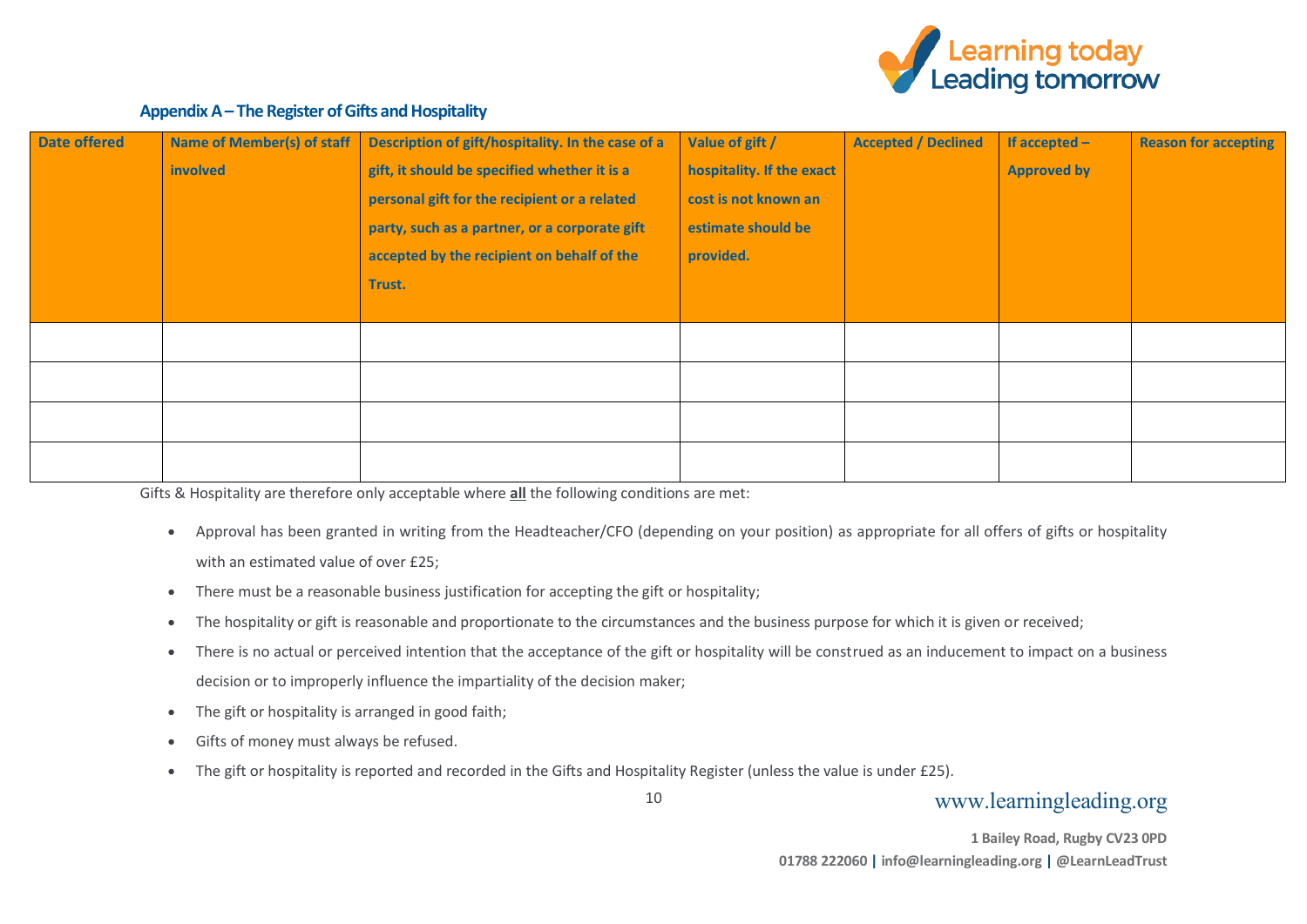## Appendix A – The Register of Gifts and Hospitality

| Date offered | Name of Member(s) of staff involved | Description of gift/hospitality. In the case of a gift, it should be specified whether it is a personal gift for the recipient or a related party, such as a partner, or a corporate gift accepted by the recipient on behalf of the Trust. | Value of gift / hospitality. If the exact cost is not known an estimate should be provided. | Accepted / Declined | If accepted – Approved by | Reason for accepting |
|---|---|---|---|---|---|---|
| | | | | | | |
| | | | | | | |
| | | | | | | |
| | | | | | | |

Gifts & Hospitality are therefore only acceptable where **all** the following conditions are met:

- Approval has been granted in writing from the Headteacher/CFO (depending on your position) as appropriate for all offers of gifts or hospitality with an estimated value of over £25;
- There must be a reasonable business justification for accepting the gift or hospitality;
- The hospitality or gift is reasonable and proportionate to the circumstances and the business purpose for which it is given or received;
- There is no actual or perceived intention that the acceptance of the gift or hospitality will be construed as an inducement to impact on a business decision or to improperly influence the impartiality of the decision maker;
- The gift or hospitality is arranged in good faith;
- Gifts of money must always be refused.
- The gift or hospitality is reported and recorded in the Gifts and Hospitality Register (unless the value is under £25).